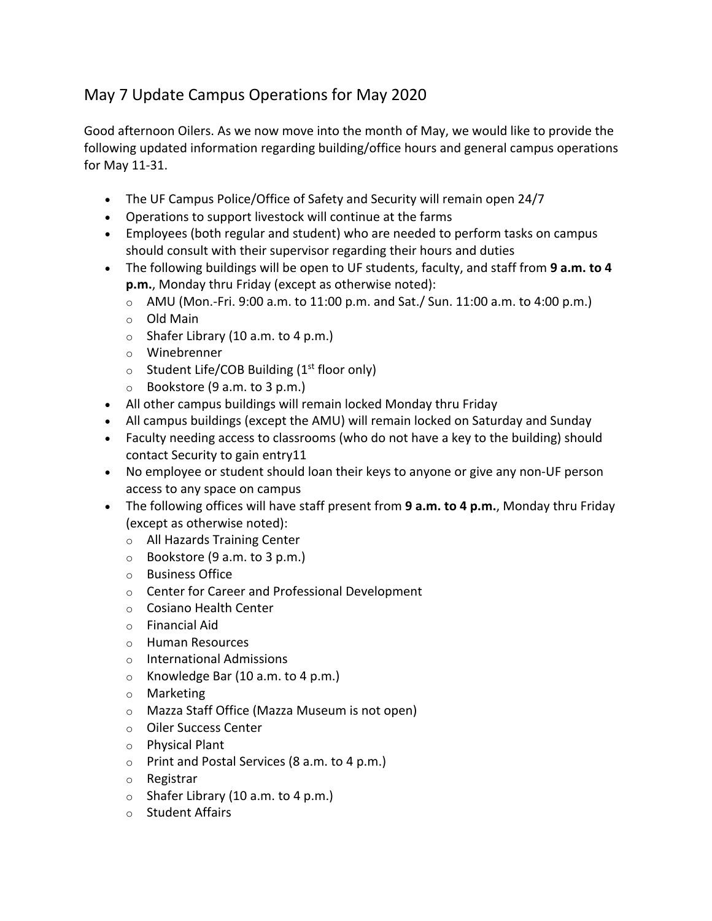# May 7 Update Campus Operations for May 2020

Good afternoon Oilers. As we now move into the month of May, we would like to provide the following updated information regarding building/office hours and general campus operations for May 11-31.

- The UF Campus Police/Office of Safety and Security will remain open 24/7
- Operations to support livestock will continue at the farms
- Employees (both regular and student) who are needed to perform tasks on campus should consult with their supervisor regarding their hours and duties
- The following buildings will be open to UF students, faculty, and staff from **9 a.m. to 4 p.m.**, Monday thru Friday (except as otherwise noted):
  - AMU (Mon.-Fri. 9:00 a.m. to 11:00 p.m. and Sat./ Sun. 11:00 a.m. to 4:00 p.m.)
  - Old Main
  - Shafer Library (10 a.m. to 4 p.m.)
  - Winebrenner
  - Student Life/COB Building (1st floor only)
  - Bookstore (9 a.m. to 3 p.m.)
- All other campus buildings will remain locked Monday thru Friday
- All campus buildings (except the AMU) will remain locked on Saturday and Sunday
- Faculty needing access to classrooms (who do not have a key to the building) should contact Security to gain entry11
- No employee or student should loan their keys to anyone or give any non-UF person access to any space on campus
- The following offices will have staff present from **9 a.m. to 4 p.m.**, Monday thru Friday (except as otherwise noted):
  - All Hazards Training Center
  - Bookstore (9 a.m. to 3 p.m.)
  - Business Office
  - Center for Career and Professional Development
  - Cosiano Health Center
  - Financial Aid
  - Human Resources
  - International Admissions
  - Knowledge Bar (10 a.m. to 4 p.m.)
  - Marketing
  - Mazza Staff Office (Mazza Museum is not open)
  - Oiler Success Center
  - Physical Plant
  - Print and Postal Services (8 a.m. to 4 p.m.)
  - Registrar
  - Shafer Library (10 a.m. to 4 p.m.)
  - Student Affairs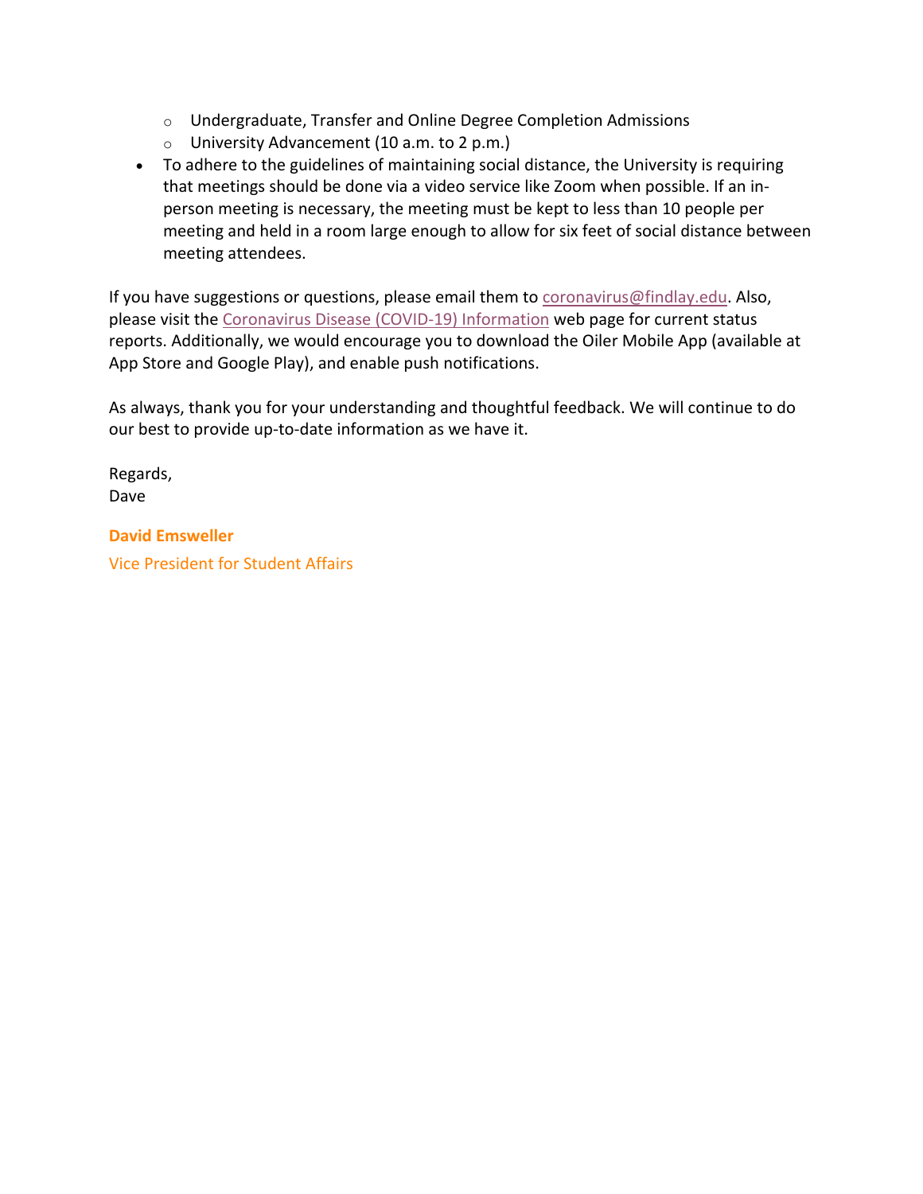- Undergraduate, Transfer and Online Degree Completion Admissions
  - University Advancement (10 a.m. to 2 p.m.)
- To adhere to the guidelines of maintaining social distance, the University is requiring that meetings should be done via a video service like Zoom when possible. If an in-person meeting is necessary, the meeting must be kept to less than 10 people per meeting and held in a room large enough to allow for six feet of social distance between meeting attendees.

If you have suggestions or questions, please email them to coronavirus@findlay.edu. Also, please visit the Coronavirus Disease (COVID-19) Information web page for current status reports. Additionally, we would encourage you to download the Oiler Mobile App (available at App Store and Google Play), and enable push notifications.

As always, thank you for your understanding and thoughtful feedback. We will continue to do our best to provide up-to-date information as we have it.

Regards,
Dave

**David Emsweller**
Vice President for Student Affairs